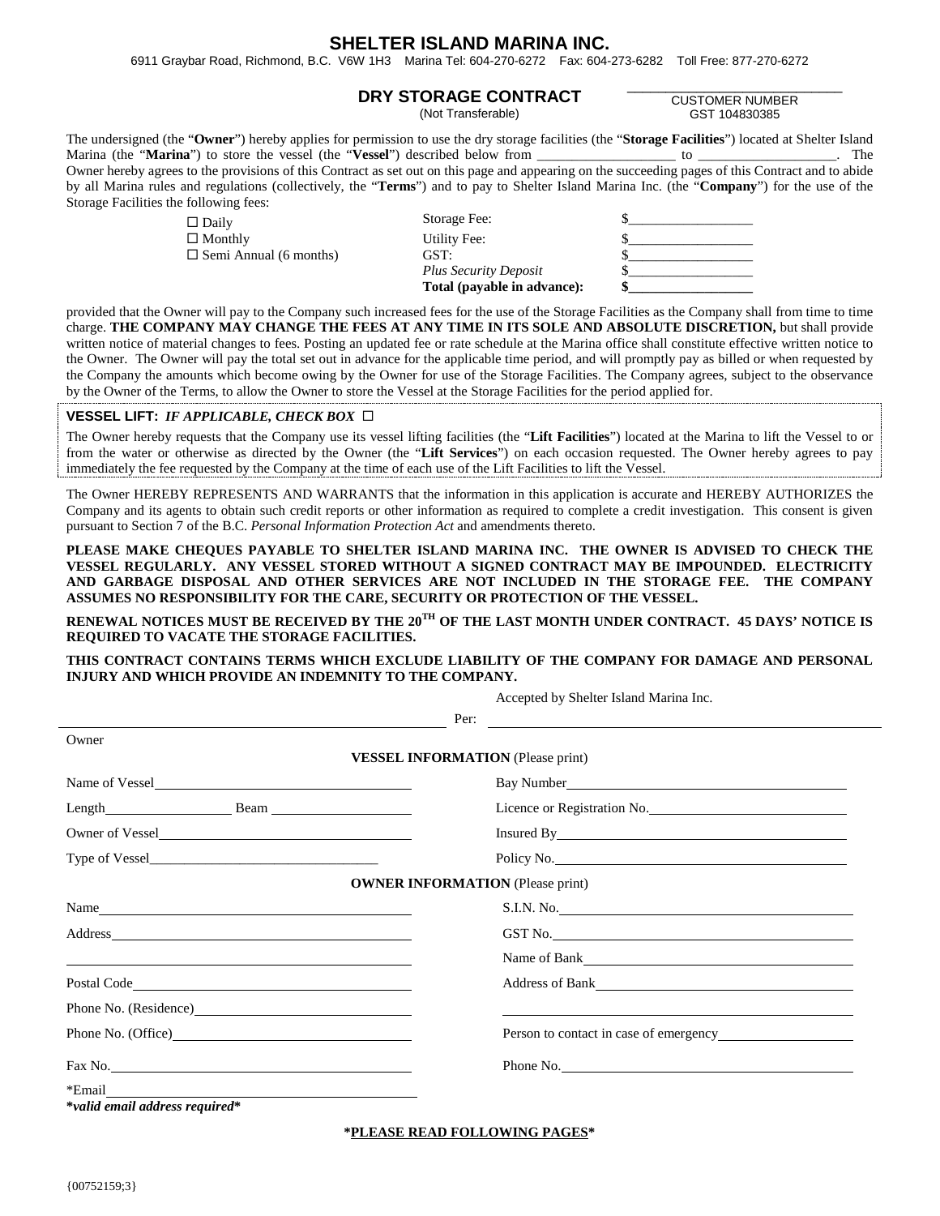# SHELTER ISLAND MARINA INC.

6911 Graybar Road, Richmond, B.C. V6W 1H3 Marina Tel: 604-270-6272 Fax: 604-273-6282 Toll Free: 877-270-6272

## DRY STORAGE CONTRACT

(Not Transferable)

\_\_\_\_\_\_\_\_\_\_\_\_\_\_\_\_\_\_\_\_\_\_\_\_\_\_\_\_
CUSTOMER NUMBER
GST 104830385

The undersigned (the "**Owner**") hereby applies for permission to use the dry storage facilities (the "**Storage Facilities**") located at Shelter Island Marina (the "**Marina**") to store the vessel (the "**Vessel**") described below from \_\_\_\_\_\_\_\_\_\_\_\_\_\_\_\_\_\_\_\_ to \_\_\_\_\_\_\_\_\_\_\_\_\_\_\_\_\_\_\_\_. The Owner hereby agrees to the provisions of this Contract as set out on this page and appearing on the succeeding pages of this Contract and to abide by all Marina rules and regulations (collectively, the "**Terms**") and to pay to Shelter Island Marina Inc. (the "**Company**") for the use of the Storage Facilities the following fees:

| | | |
|---|---|---|
| ☐ Daily | Storage Fee: | $\_\_\_\_\_\_\_\_\_\_\_\_\_\_\_\_\_\_ |
| ☐ Monthly | Utility Fee: | $\_\_\_\_\_\_\_\_\_\_\_\_\_\_\_\_\_\_ |
| ☐ Semi Annual (6 months) | GST: | $\_\_\_\_\_\_\_\_\_\_\_\_\_\_\_\_\_\_ |
| | *Plus Security Deposit* | $\_\_\_\_\_\_\_\_\_\_\_\_\_\_\_\_\_\_ |
| | **Total (payable in advance):** | **$\_\_\_\_\_\_\_\_\_\_\_\_\_\_\_\_\_\_** |

provided that the Owner will pay to the Company such increased fees for the use of the Storage Facilities as the Company shall from time to time charge. **THE COMPANY MAY CHANGE THE FEES AT ANY TIME IN ITS SOLE AND ABSOLUTE DISCRETION,** but shall provide written notice of material changes to fees. Posting an updated fee or rate schedule at the Marina office shall constitute effective written notice to the Owner. The Owner will pay the total set out in advance for the applicable time period, and will promptly pay as billed or when requested by the Company the amounts which become owing by the Owner for use of the Storage Facilities. The Company agrees, subject to the observance by the Owner of the Terms, to allow the Owner to store the Vessel at the Storage Facilities for the period applied for.

**VESSEL LIFT:** ***IF APPLICABLE, CHECK BOX*** ☐

The Owner hereby requests that the Company use its vessel lifting facilities (the "**Lift Facilities**") located at the Marina to lift the Vessel to or from the water or otherwise as directed by the Owner (the "**Lift Services**") on each occasion requested. The Owner hereby agrees to pay immediately the fee requested by the Company at the time of each use of the Lift Facilities to lift the Vessel.

The Owner HEREBY REPRESENTS AND WARRANTS that the information in this application is accurate and HEREBY AUTHORIZES the Company and its agents to obtain such credit reports or other information as required to complete a credit investigation. This consent is given pursuant to Section 7 of the B.C. *Personal Information Protection Act* and amendments thereto.

**PLEASE MAKE CHEQUES PAYABLE TO SHELTER ISLAND MARINA INC. THE OWNER IS ADVISED TO CHECK THE VESSEL REGULARLY. ANY VESSEL STORED WITHOUT A SIGNED CONTRACT MAY BE IMPOUNDED. ELECTRICITY AND GARBAGE DISPOSAL AND OTHER SERVICES ARE NOT INCLUDED IN THE STORAGE FEE. THE COMPANY ASSUMES NO RESPONSIBILITY FOR THE CARE, SECURITY OR PROTECTION OF THE VESSEL.**

**RENEWAL NOTICES MUST BE RECEIVED BY THE 20TH OF THE LAST MONTH UNDER CONTRACT. 45 DAYS' NOTICE IS REQUIRED TO VACATE THE STORAGE FACILITIES.**

**THIS CONTRACT CONTAINS TERMS WHICH EXCLUDE LIABILITY OF THE COMPANY FOR DAMAGE AND PERSONAL INJURY AND WHICH PROVIDE AN INDEMNITY TO THE COMPANY.**

Accepted by Shelter Island Marina Inc.

\_\_\_\_\_\_\_\_\_\_\_\_\_\_\_\_\_\_\_\_\_\_\_\_\_\_\_\_\_\_\_\_\_\_\_\_ Per: \_\_\_\_\_\_\_\_\_\_\_\_\_\_\_\_\_\_\_\_\_\_\_\_\_\_\_\_\_\_\_\_\_\_\_\_

Owner

**VESSEL INFORMATION** (Please print)

| | |
|---|---|
| Name of Vessel\_\_\_\_\_\_\_\_\_\_\_\_\_\_\_\_\_\_\_\_ | Bay Number\_\_\_\_\_\_\_\_\_\_\_\_\_\_\_\_\_\_\_\_ |
| Length\_\_\_\_\_\_\_\_\_\_ Beam \_\_\_\_\_\_\_\_\_\_ | Licence or Registration No.\_\_\_\_\_\_\_\_\_\_\_\_\_\_\_\_\_\_\_\_ |
| Owner of Vessel\_\_\_\_\_\_\_\_\_\_\_\_\_\_\_\_\_\_\_\_ | Insured By\_\_\_\_\_\_\_\_\_\_\_\_\_\_\_\_\_\_\_\_ |
| Type of Vessel\_\_\_\_\_\_\_\_\_\_\_\_\_\_\_\_\_\_\_\_ | Policy No.\_\_\_\_\_\_\_\_\_\_\_\_\_\_\_\_\_\_\_\_ |

**OWNER INFORMATION** (Please print)

| | |
|---|---|
| Name\_\_\_\_\_\_\_\_\_\_\_\_\_\_\_\_\_\_\_\_ | S.I.N. No.\_\_\_\_\_\_\_\_\_\_\_\_\_\_\_\_\_\_\_\_ |
| Address\_\_\_\_\_\_\_\_\_\_\_\_\_\_\_\_\_\_\_\_ | GST No.\_\_\_\_\_\_\_\_\_\_\_\_\_\_\_\_\_\_\_\_ |
| \_\_\_\_\_\_\_\_\_\_\_\_\_\_\_\_\_\_\_\_ | Name of Bank\_\_\_\_\_\_\_\_\_\_\_\_\_\_\_\_\_\_\_\_ |
| Postal Code\_\_\_\_\_\_\_\_\_\_\_\_\_\_\_\_\_\_\_\_ | Address of Bank\_\_\_\_\_\_\_\_\_\_\_\_\_\_\_\_\_\_\_\_ |
| Phone No. (Residence)\_\_\_\_\_\_\_\_\_\_\_\_\_\_\_\_\_\_\_\_ | \_\_\_\_\_\_\_\_\_\_\_\_\_\_\_\_\_\_\_\_ |
| Phone No. (Office)\_\_\_\_\_\_\_\_\_\_\_\_\_\_\_\_\_\_\_\_ | Person to contact in case of emergency\_\_\_\_\_\_\_\_\_\_\_\_\_\_\_\_\_\_\_\_ |
| Fax No.\_\_\_\_\_\_\_\_\_\_\_\_\_\_\_\_\_\_\_\_ | Phone No.\_\_\_\_\_\_\_\_\_\_\_\_\_\_\_\_\_\_\_\_ |
| \*Email\_\_\_\_\_\_\_\_\_\_\_\_\_\_\_\_\_\_\_\_ | |

***valid email address required***

**\*PLEASE READ FOLLOWING PAGES\***

{00752159;3}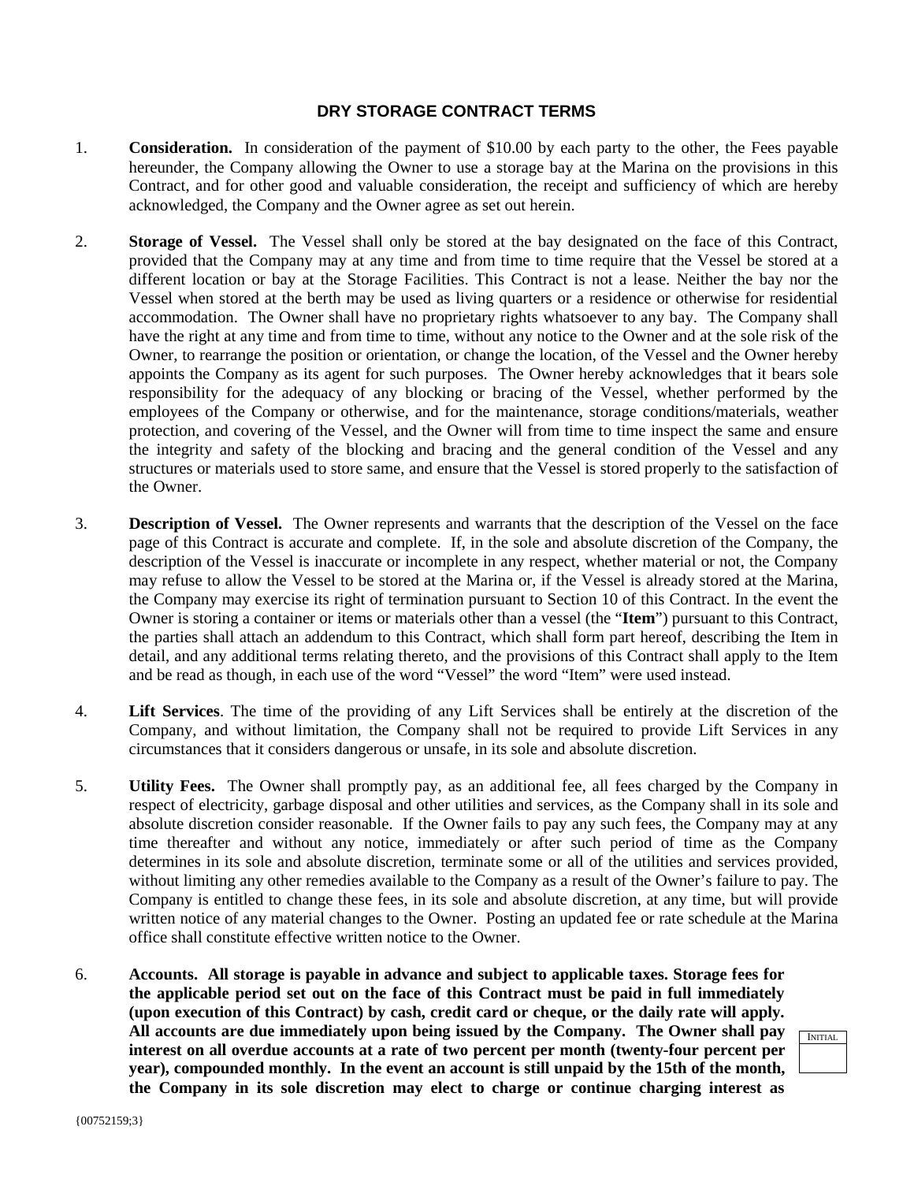# DRY STORAGE CONTRACT TERMS

1. **Consideration.** In consideration of the payment of $10.00 by each party to the other, the Fees payable hereunder, the Company allowing the Owner to use a storage bay at the Marina on the provisions in this Contract, and for other good and valuable consideration, the receipt and sufficiency of which are hereby acknowledged, the Company and the Owner agree as set out herein.

2. **Storage of Vessel.** The Vessel shall only be stored at the bay designated on the face of this Contract, provided that the Company may at any time and from time to time require that the Vessel be stored at a different location or bay at the Storage Facilities. This Contract is not a lease. Neither the bay nor the Vessel when stored at the berth may be used as living quarters or a residence or otherwise for residential accommodation. The Owner shall have no proprietary rights whatsoever to any bay. The Company shall have the right at any time and from time to time, without any notice to the Owner and at the sole risk of the Owner, to rearrange the position or orientation, or change the location, of the Vessel and the Owner hereby appoints the Company as its agent for such purposes. The Owner hereby acknowledges that it bears sole responsibility for the adequacy of any blocking or bracing of the Vessel, whether performed by the employees of the Company or otherwise, and for the maintenance, storage conditions/materials, weather protection, and covering of the Vessel, and the Owner will from time to time inspect the same and ensure the integrity and safety of the blocking and bracing and the general condition of the Vessel and any structures or materials used to store same, and ensure that the Vessel is stored properly to the satisfaction of the Owner.

3. **Description of Vessel.** The Owner represents and warrants that the description of the Vessel on the face page of this Contract is accurate and complete. If, in the sole and absolute discretion of the Company, the description of the Vessel is inaccurate or incomplete in any respect, whether material or not, the Company may refuse to allow the Vessel to be stored at the Marina or, if the Vessel is already stored at the Marina, the Company may exercise its right of termination pursuant to Section 10 of this Contract. In the event the Owner is storing a container or items or materials other than a vessel (the "**Item**") pursuant to this Contract, the parties shall attach an addendum to this Contract, which shall form part hereof, describing the Item in detail, and any additional terms relating thereto, and the provisions of this Contract shall apply to the Item and be read as though, in each use of the word "Vessel" the word "Item" were used instead.

4. **Lift Services**. The time of the providing of any Lift Services shall be entirely at the discretion of the Company, and without limitation, the Company shall not be required to provide Lift Services in any circumstances that it considers dangerous or unsafe, in its sole and absolute discretion.

5. **Utility Fees.** The Owner shall promptly pay, as an additional fee, all fees charged by the Company in respect of electricity, garbage disposal and other utilities and services, as the Company shall in its sole and absolute discretion consider reasonable. If the Owner fails to pay any such fees, the Company may at any time thereafter and without any notice, immediately or after such period of time as the Company determines in its sole and absolute discretion, terminate some or all of the utilities and services provided, without limiting any other remedies available to the Company as a result of the Owner's failure to pay. The Company is entitled to change these fees, in its sole and absolute discretion, at any time, but will provide written notice of any material changes to the Owner. Posting an updated fee or rate schedule at the Marina office shall constitute effective written notice to the Owner.

6. **Accounts. All storage is payable in advance and subject to applicable taxes. Storage fees for the applicable period set out on the face of this Contract must be paid in full immediately (upon execution of this Contract) by cash, credit card or cheque, or the daily rate will apply. All accounts are due immediately upon being issued by the Company. The Owner shall pay interest on all overdue accounts at a rate of two percent per month (twenty-four percent per year), compounded monthly. In the event an account is still unpaid by the 15th of the month, the Company in its sole discretion may elect to charge or continue charging interest as**

INITIAL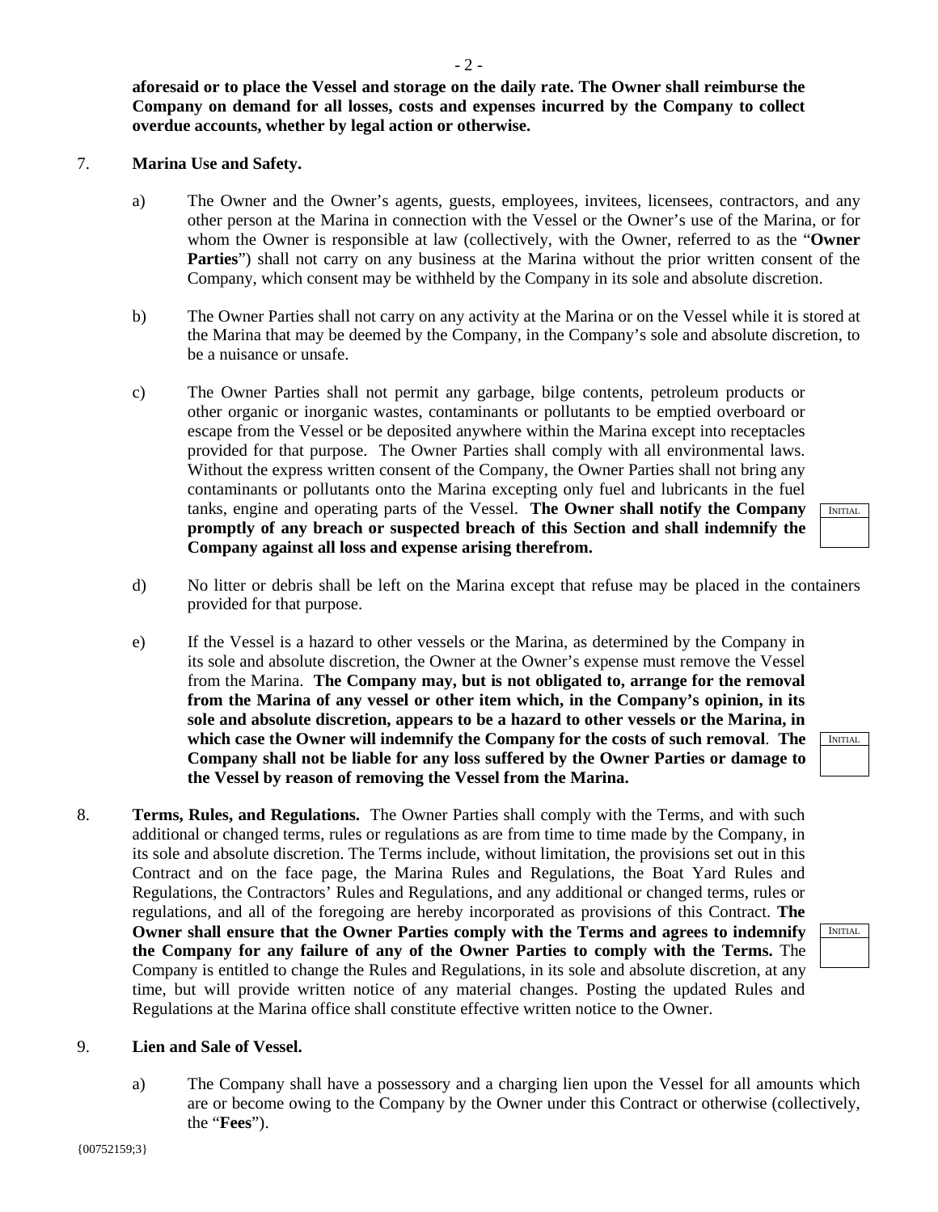**aforesaid or to place the Vessel and storage on the daily rate. The Owner shall reimburse the Company on demand for all losses, costs and expenses incurred by the Company to collect overdue accounts, whether by legal action or otherwise.**

7. **Marina Use and Safety.**

   a) The Owner and the Owner's agents, guests, employees, invitees, licensees, contractors, and any other person at the Marina in connection with the Vessel or the Owner's use of the Marina, or for whom the Owner is responsible at law (collectively, with the Owner, referred to as the "**Owner Parties**") shall not carry on any business at the Marina without the prior written consent of the Company, which consent may be withheld by the Company in its sole and absolute discretion.

   b) The Owner Parties shall not carry on any activity at the Marina or on the Vessel while it is stored at the Marina that may be deemed by the Company, in the Company's sole and absolute discretion, to be a nuisance or unsafe.

   c) The Owner Parties shall not permit any garbage, bilge contents, petroleum products or other organic or inorganic wastes, contaminants or pollutants to be emptied overboard or escape from the Vessel or be deposited anywhere within the Marina except into receptacles provided for that purpose. The Owner Parties shall comply with all environmental laws. Without the express written consent of the Company, the Owner Parties shall not bring any contaminants or pollutants onto the Marina excepting only fuel and lubricants in the fuel tanks, engine and operating parts of the Vessel. **The Owner shall notify the Company promptly of any breach or suspected breach of this Section and shall indemnify the Company against all loss and expense arising therefrom.**

   INITIAL

   d) No litter or debris shall be left on the Marina except that refuse may be placed in the containers provided for that purpose.

   e) If the Vessel is a hazard to other vessels or the Marina, as determined by the Company in its sole and absolute discretion, the Owner at the Owner's expense must remove the Vessel from the Marina. **The Company may, but is not obligated to, arrange for the removal from the Marina of any vessel or other item which, in the Company's opinion, in its sole and absolute discretion, appears to be a hazard to other vessels or the Marina, in which case the Owner will indemnify the Company for the costs of such removal**. **The Company shall not be liable for any loss suffered by the Owner Parties or damage to the Vessel by reason of removing the Vessel from the Marina.**

   INITIAL

8. **Terms, Rules, and Regulations.** The Owner Parties shall comply with the Terms, and with such additional or changed terms, rules or regulations as are from time to time made by the Company, in its sole and absolute discretion. The Terms include, without limitation, the provisions set out in this Contract and on the face page, the Marina Rules and Regulations, the Boat Yard Rules and Regulations, the Contractors' Rules and Regulations, and any additional or changed terms, rules or regulations, and all of the foregoing are hereby incorporated as provisions of this Contract. **The Owner shall ensure that the Owner Parties comply with the Terms and agrees to indemnify the Company for any failure of any of the Owner Parties to comply with the Terms.** The Company is entitled to change the Rules and Regulations, in its sole and absolute discretion, at any time, but will provide written notice of any material changes. Posting the updated Rules and Regulations at the Marina office shall constitute effective written notice to the Owner.

   INITIAL

9. **Lien and Sale of Vessel.**

   a) The Company shall have a possessory and a charging lien upon the Vessel for all amounts which are or become owing to the Company by the Owner under this Contract or otherwise (collectively, the "**Fees**").

{00752159;3}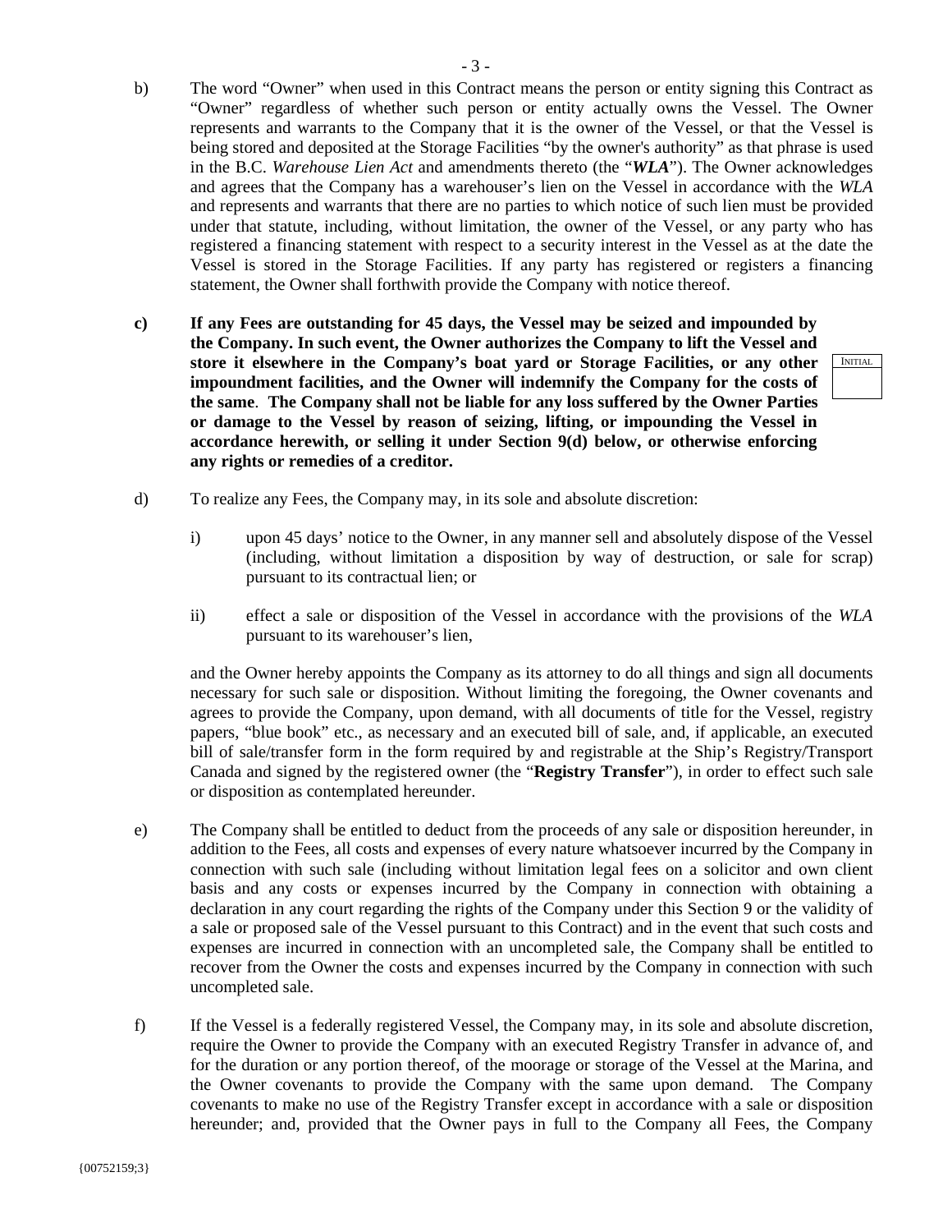b) The word "Owner" when used in this Contract means the person or entity signing this Contract as "Owner" regardless of whether such person or entity actually owns the Vessel. The Owner represents and warrants to the Company that it is the owner of the Vessel, or that the Vessel is being stored and deposited at the Storage Facilities "by the owner's authority" as that phrase is used in the B.C. *Warehouse Lien Act* and amendments thereto (the "***WLA***"). The Owner acknowledges and agrees that the Company has a warehouser's lien on the Vessel in accordance with the *WLA* and represents and warrants that there are no parties to which notice of such lien must be provided under that statute, including, without limitation, the owner of the Vessel, or any party who has registered a financing statement with respect to a security interest in the Vessel as at the date the Vessel is stored in the Storage Facilities. If any party has registered or registers a financing statement, the Owner shall forthwith provide the Company with notice thereof.

**c) If any Fees are outstanding for 45 days, the Vessel may be seized and impounded by the Company. In such event, the Owner authorizes the Company to lift the Vessel and store it elsewhere in the Company's boat yard or Storage Facilities, or any other impoundment facilities, and the Owner will indemnify the Company for the costs of the same. The Company shall not be liable for any loss suffered by the Owner Parties or damage to the Vessel by reason of seizing, lifting, or impounding the Vessel in accordance herewith, or selling it under Section 9(d) below, or otherwise enforcing any rights or remedies of a creditor.**

| INITIAL |
| --- |
| |

d) To realize any Fees, the Company may, in its sole and absolute discretion:

i) upon 45 days' notice to the Owner, in any manner sell and absolutely dispose of the Vessel (including, without limitation a disposition by way of destruction, or sale for scrap) pursuant to its contractual lien; or

ii) effect a sale or disposition of the Vessel in accordance with the provisions of the *WLA* pursuant to its warehouser's lien,

and the Owner hereby appoints the Company as its attorney to do all things and sign all documents necessary for such sale or disposition. Without limiting the foregoing, the Owner covenants and agrees to provide the Company, upon demand, with all documents of title for the Vessel, registry papers, "blue book" etc., as necessary and an executed bill of sale, and, if applicable, an executed bill of sale/transfer form in the form required by and registrable at the Ship's Registry/Transport Canada and signed by the registered owner (the "**Registry Transfer**"), in order to effect such sale or disposition as contemplated hereunder.

e) The Company shall be entitled to deduct from the proceeds of any sale or disposition hereunder, in addition to the Fees, all costs and expenses of every nature whatsoever incurred by the Company in connection with such sale (including without limitation legal fees on a solicitor and own client basis and any costs or expenses incurred by the Company in connection with obtaining a declaration in any court regarding the rights of the Company under this Section 9 or the validity of a sale or proposed sale of the Vessel pursuant to this Contract) and in the event that such costs and expenses are incurred in connection with an uncompleted sale, the Company shall be entitled to recover from the Owner the costs and expenses incurred by the Company in connection with such uncompleted sale.

f) If the Vessel is a federally registered Vessel, the Company may, in its sole and absolute discretion, require the Owner to provide the Company with an executed Registry Transfer in advance of, and for the duration or any portion thereof, of the moorage or storage of the Vessel at the Marina, and the Owner covenants to provide the Company with the same upon demand. The Company covenants to make no use of the Registry Transfer except in accordance with a sale or disposition hereunder; and, provided that the Owner pays in full to the Company all Fees, the Company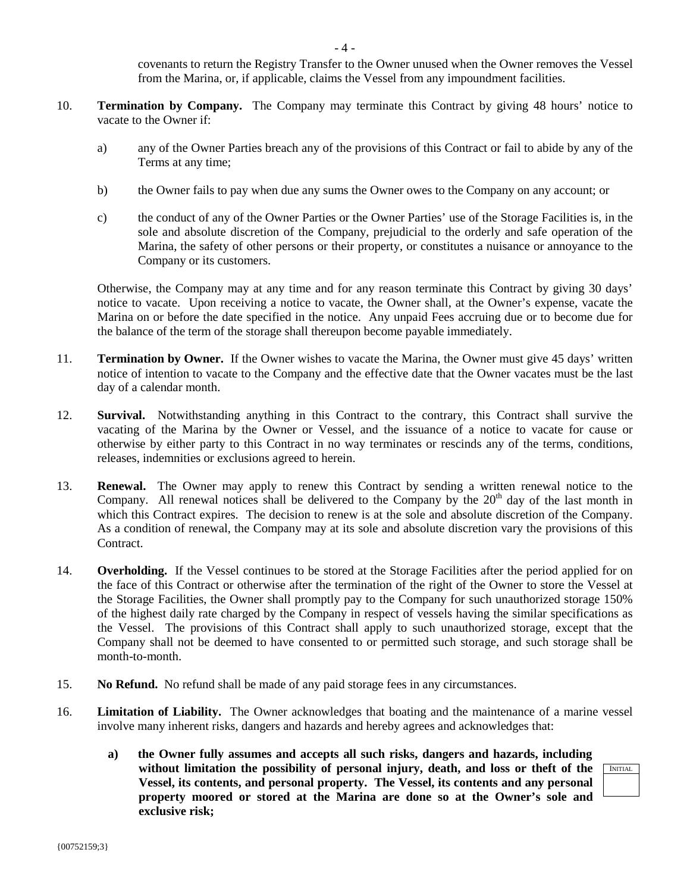covenants to return the Registry Transfer to the Owner unused when the Owner removes the Vessel from the Marina, or, if applicable, claims the Vessel from any impoundment facilities.

10. **Termination by Company.** The Company may terminate this Contract by giving 48 hours' notice to vacate to the Owner if:

    a) any of the Owner Parties breach any of the provisions of this Contract or fail to abide by any of the Terms at any time;

    b) the Owner fails to pay when due any sums the Owner owes to the Company on any account; or

    c) the conduct of any of the Owner Parties or the Owner Parties' use of the Storage Facilities is, in the sole and absolute discretion of the Company, prejudicial to the orderly and safe operation of the Marina, the safety of other persons or their property, or constitutes a nuisance or annoyance to the Company or its customers.

    Otherwise, the Company may at any time and for any reason terminate this Contract by giving 30 days' notice to vacate. Upon receiving a notice to vacate, the Owner shall, at the Owner's expense, vacate the Marina on or before the date specified in the notice. Any unpaid Fees accruing due or to become due for the balance of the term of the storage shall thereupon become payable immediately.

11. **Termination by Owner.** If the Owner wishes to vacate the Marina, the Owner must give 45 days' written notice of intention to vacate to the Company and the effective date that the Owner vacates must be the last day of a calendar month.

12. **Survival.** Notwithstanding anything in this Contract to the contrary, this Contract shall survive the vacating of the Marina by the Owner or Vessel, and the issuance of a notice to vacate for cause or otherwise by either party to this Contract in no way terminates or rescinds any of the terms, conditions, releases, indemnities or exclusions agreed to herein.

13. **Renewal.** The Owner may apply to renew this Contract by sending a written renewal notice to the Company. All renewal notices shall be delivered to the Company by the 20th day of the last month in which this Contract expires. The decision to renew is at the sole and absolute discretion of the Company. As a condition of renewal, the Company may at its sole and absolute discretion vary the provisions of this Contract.

14. **Overholding.** If the Vessel continues to be stored at the Storage Facilities after the period applied for on the face of this Contract or otherwise after the termination of the right of the Owner to store the Vessel at the Storage Facilities, the Owner shall promptly pay to the Company for such unauthorized storage 150% of the highest daily rate charged by the Company in respect of vessels having the similar specifications as the Vessel. The provisions of this Contract shall apply to such unauthorized storage, except that the Company shall not be deemed to have consented to or permitted such storage, and such storage shall be month-to-month.

15. **No Refund.** No refund shall be made of any paid storage fees in any circumstances.

16. **Limitation of Liability.** The Owner acknowledges that boating and the maintenance of a marine vessel involve many inherent risks, dangers and hazards and hereby agrees and acknowledges that:

    **a) the Owner fully assumes and accepts all such risks, dangers and hazards, including without limitation the possibility of personal injury, death, and loss or theft of the Vessel, its contents, and personal property. The Vessel, its contents and any personal property moored or stored at the Marina are done so at the Owner's sole and exclusive risk;**

| INITIAL |
| --- |
| |

{00752159;3}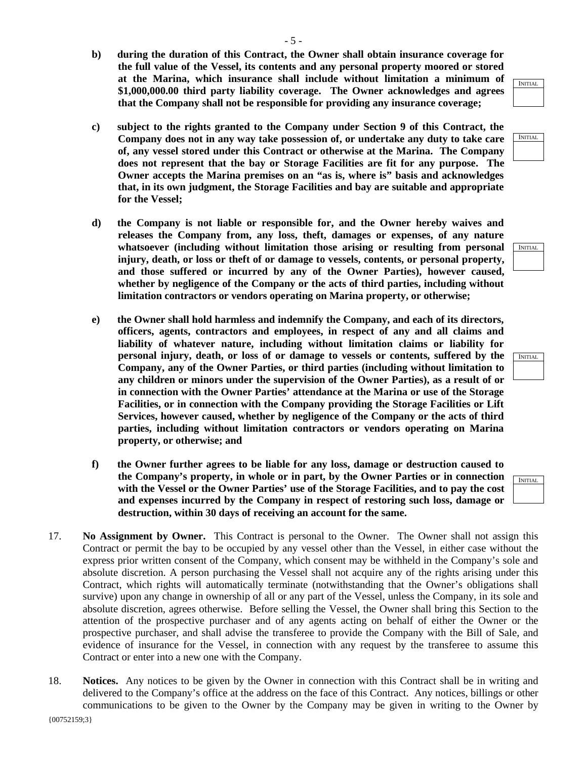**b) during the duration of this Contract, the Owner shall obtain insurance coverage for the full value of the Vessel, its contents and any personal property moored or stored at the Marina, which insurance shall include without limitation a minimum of $1,000,000.00 third party liability coverage. The Owner acknowledges and agrees that the Company shall not be responsible for providing any insurance coverage;**

INITIAL

**c) subject to the rights granted to the Company under Section 9 of this Contract, the Company does not in any way take possession of, or undertake any duty to take care of, any vessel stored under this Contract or otherwise at the Marina. The Company does not represent that the bay or Storage Facilities are fit for any purpose. The Owner accepts the Marina premises on an "as is, where is" basis and acknowledges that, in its own judgment, the Storage Facilities and bay are suitable and appropriate for the Vessel;**

INITIAL

**d) the Company is not liable or responsible for, and the Owner hereby waives and releases the Company from, any loss, theft, damages or expenses, of any nature whatsoever (including without limitation those arising or resulting from personal injury, death, or loss or theft of or damage to vessels, contents, or personal property, and those suffered or incurred by any of the Owner Parties), however caused, whether by negligence of the Company or the acts of third parties, including without limitation contractors or vendors operating on Marina property, or otherwise;**

INITIAL

**e) the Owner shall hold harmless and indemnify the Company, and each of its directors, officers, agents, contractors and employees, in respect of any and all claims and liability of whatever nature, including without limitation claims or liability for personal injury, death, or loss of or damage to vessels or contents, suffered by the Company, any of the Owner Parties, or third parties (including without limitation to any children or minors under the supervision of the Owner Parties), as a result of or in connection with the Owner Parties' attendance at the Marina or use of the Storage Facilities, or in connection with the Company providing the Storage Facilities or Lift Services, however caused, whether by negligence of the Company or the acts of third parties, including without limitation contractors or vendors operating on Marina property, or otherwise; and**

INITIAL

**f) the Owner further agrees to be liable for any loss, damage or destruction caused to the Company's property, in whole or in part, by the Owner Parties or in connection with the Vessel or the Owner Parties' use of the Storage Facilities, and to pay the cost and expenses incurred by the Company in respect of restoring such loss, damage or destruction, within 30 days of receiving an account for the same.**

INITIAL

17. **No Assignment by Owner.** This Contract is personal to the Owner. The Owner shall not assign this Contract or permit the bay to be occupied by any vessel other than the Vessel, in either case without the express prior written consent of the Company, which consent may be withheld in the Company's sole and absolute discretion. A person purchasing the Vessel shall not acquire any of the rights arising under this Contract, which rights will automatically terminate (notwithstanding that the Owner's obligations shall survive) upon any change in ownership of all or any part of the Vessel, unless the Company, in its sole and absolute discretion, agrees otherwise. Before selling the Vessel, the Owner shall bring this Section to the attention of the prospective purchaser and of any agents acting on behalf of either the Owner or the prospective purchaser, and shall advise the transferee to provide the Company with the Bill of Sale, and evidence of insurance for the Vessel, in connection with any request by the transferee to assume this Contract or enter into a new one with the Company.

18. **Notices.** Any notices to be given by the Owner in connection with this Contract shall be in writing and delivered to the Company's office at the address on the face of this Contract. Any notices, billings or other communications to be given to the Owner by the Company may be given in writing to the Owner by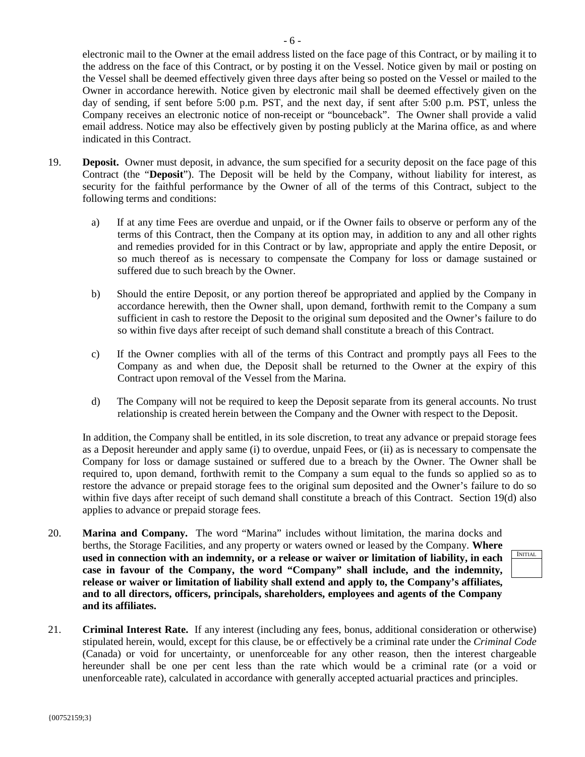electronic mail to the Owner at the email address listed on the face page of this Contract, or by mailing it to the address on the face of this Contract, or by posting it on the Vessel. Notice given by mail or posting on the Vessel shall be deemed effectively given three days after being so posted on the Vessel or mailed to the Owner in accordance herewith. Notice given by electronic mail shall be deemed effectively given on the day of sending, if sent before 5:00 p.m. PST, and the next day, if sent after 5:00 p.m. PST, unless the Company receives an electronic notice of non-receipt or "bounceback". The Owner shall provide a valid email address. Notice may also be effectively given by posting publicly at the Marina office, as and where indicated in this Contract.

19. **Deposit.** Owner must deposit, in advance, the sum specified for a security deposit on the face page of this Contract (the "**Deposit**"). The Deposit will be held by the Company, without liability for interest, as security for the faithful performance by the Owner of all of the terms of this Contract, subject to the following terms and conditions:

    a) If at any time Fees are overdue and unpaid, or if the Owner fails to observe or perform any of the terms of this Contract, then the Company at its option may, in addition to any and all other rights and remedies provided for in this Contract or by law, appropriate and apply the entire Deposit, or so much thereof as is necessary to compensate the Company for loss or damage sustained or suffered due to such breach by the Owner.

    b) Should the entire Deposit, or any portion thereof be appropriated and applied by the Company in accordance herewith, then the Owner shall, upon demand, forthwith remit to the Company a sum sufficient in cash to restore the Deposit to the original sum deposited and the Owner's failure to do so within five days after receipt of such demand shall constitute a breach of this Contract.

    c) If the Owner complies with all of the terms of this Contract and promptly pays all Fees to the Company as and when due, the Deposit shall be returned to the Owner at the expiry of this Contract upon removal of the Vessel from the Marina.

    d) The Company will not be required to keep the Deposit separate from its general accounts. No trust relationship is created herein between the Company and the Owner with respect to the Deposit.

    In addition, the Company shall be entitled, in its sole discretion, to treat any advance or prepaid storage fees as a Deposit hereunder and apply same (i) to overdue, unpaid Fees, or (ii) as is necessary to compensate the Company for loss or damage sustained or suffered due to a breach by the Owner. The Owner shall be required to, upon demand, forthwith remit to the Company a sum equal to the funds so applied so as to restore the advance or prepaid storage fees to the original sum deposited and the Owner's failure to do so within five days after receipt of such demand shall constitute a breach of this Contract. Section 19(d) also applies to advance or prepaid storage fees.

20. **Marina and Company.** The word "Marina" includes without limitation, the marina docks and berths, the Storage Facilities, and any property or waters owned or leased by the Company. **Where used in connection with an indemnity, or a release or waiver or limitation of liability, in each case in favour of the Company, the word "Company" shall include, and the indemnity, release or waiver or limitation of liability shall extend and apply to, the Company's affiliates, and to all directors, officers, principals, shareholders, employees and agents of the Company and its affiliates.**

    INITIAL

21. **Criminal Interest Rate.** If any interest (including any fees, bonus, additional consideration or otherwise) stipulated herein, would, except for this clause, be or effectively be a criminal rate under the *Criminal Code* (Canada) or void for uncertainty, or unenforceable for any other reason, then the interest chargeable hereunder shall be one per cent less than the rate which would be a criminal rate (or a void or unenforceable rate), calculated in accordance with generally accepted actuarial practices and principles.

{00752159;3}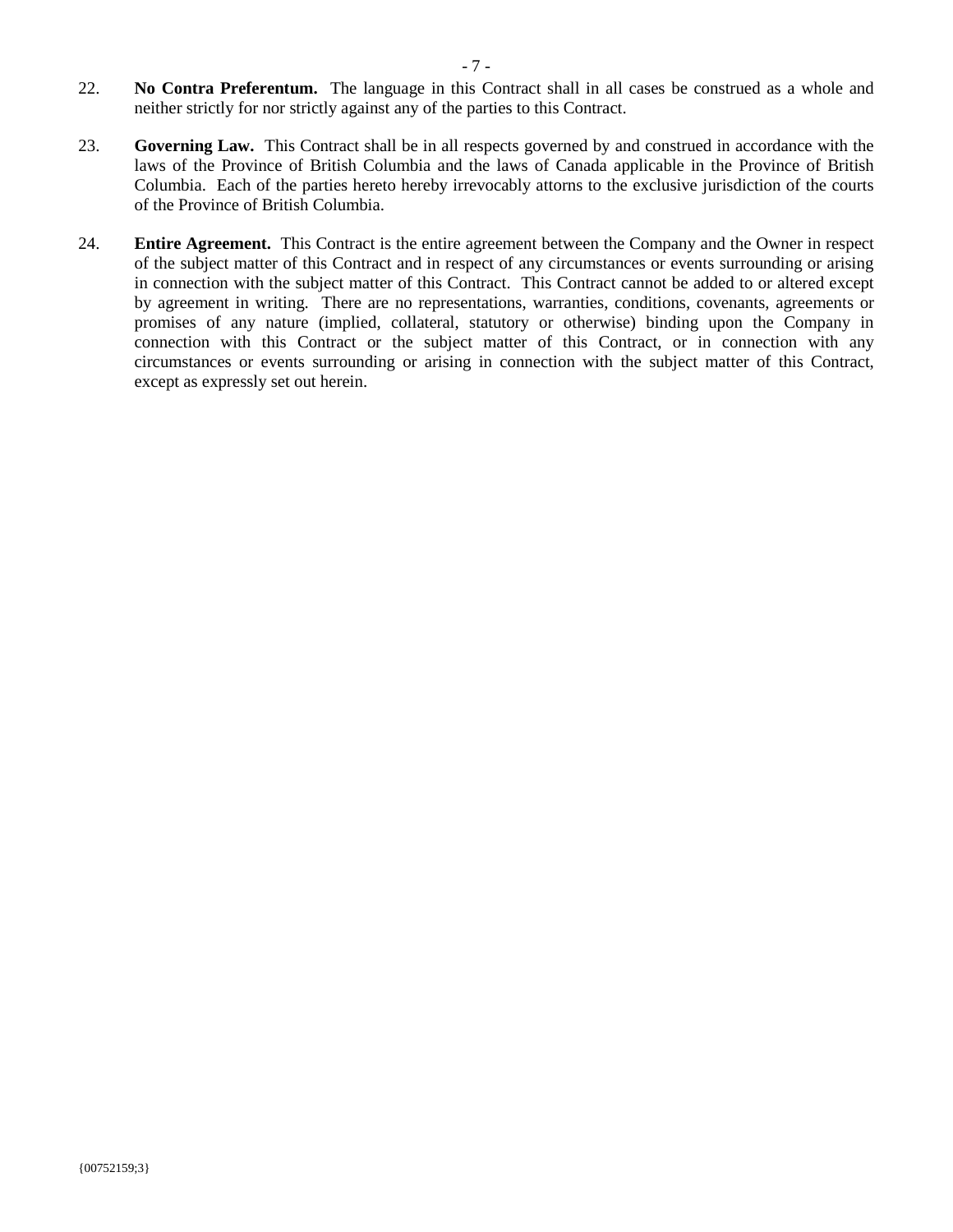22. **No Contra Preferentum.** The language in this Contract shall in all cases be construed as a whole and neither strictly for nor strictly against any of the parties to this Contract.

23. **Governing Law.** This Contract shall be in all respects governed by and construed in accordance with the laws of the Province of British Columbia and the laws of Canada applicable in the Province of British Columbia. Each of the parties hereto hereby irrevocably attorns to the exclusive jurisdiction of the courts of the Province of British Columbia.

24. **Entire Agreement.** This Contract is the entire agreement between the Company and the Owner in respect of the subject matter of this Contract and in respect of any circumstances or events surrounding or arising in connection with the subject matter of this Contract. This Contract cannot be added to or altered except by agreement in writing. There are no representations, warranties, conditions, covenants, agreements or promises of any nature (implied, collateral, statutory or otherwise) binding upon the Company in connection with this Contract or the subject matter of this Contract, or in connection with any circumstances or events surrounding or arising in connection with the subject matter of this Contract, except as expressly set out herein.

{00752159;3}